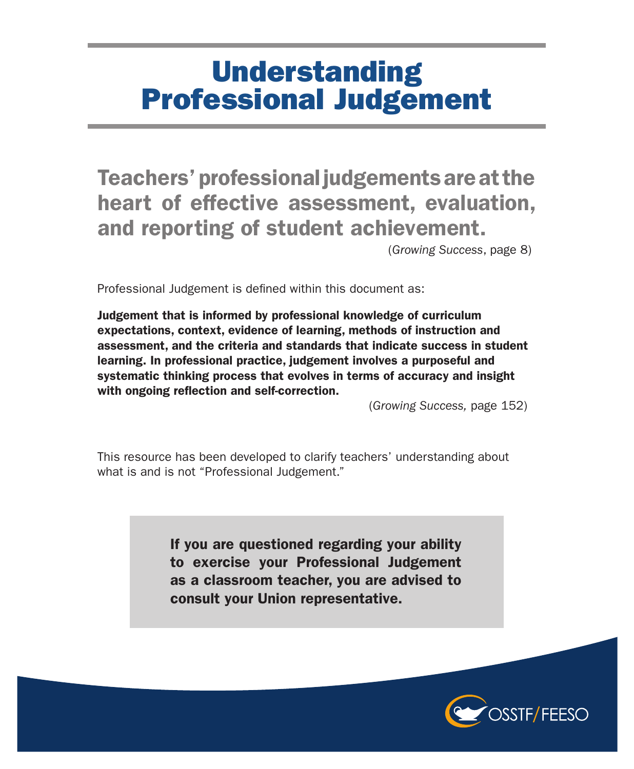# Understanding Professional Judgement

## Teachers' professional judgements are at the heart of effective assessment, evaluation, and reporting of student achievement.

(*Growing Success*, page 8)

Professional Judgement is defined within this document as:

**Judgement that is informed by professional knowledge of curriculum expectations, context, evidence of learning, methods of instruction and assessment, and the criteria and standards that indicate success in student learning. In professional practice, judgement involves a purposeful and systematic thinking process that evolves in terms of accuracy and insight with ongoing reflection and self-correction.**

(*Growing Success,* page 152)

This resource has been developed to clarify teachers' understanding about what is and is not "Professional Judgement."

**If you are questioned regarding your ability to exercise your Professional Judgement as a classroom teacher, you are advised to consult your Union representative.**

OSSTF/FEESO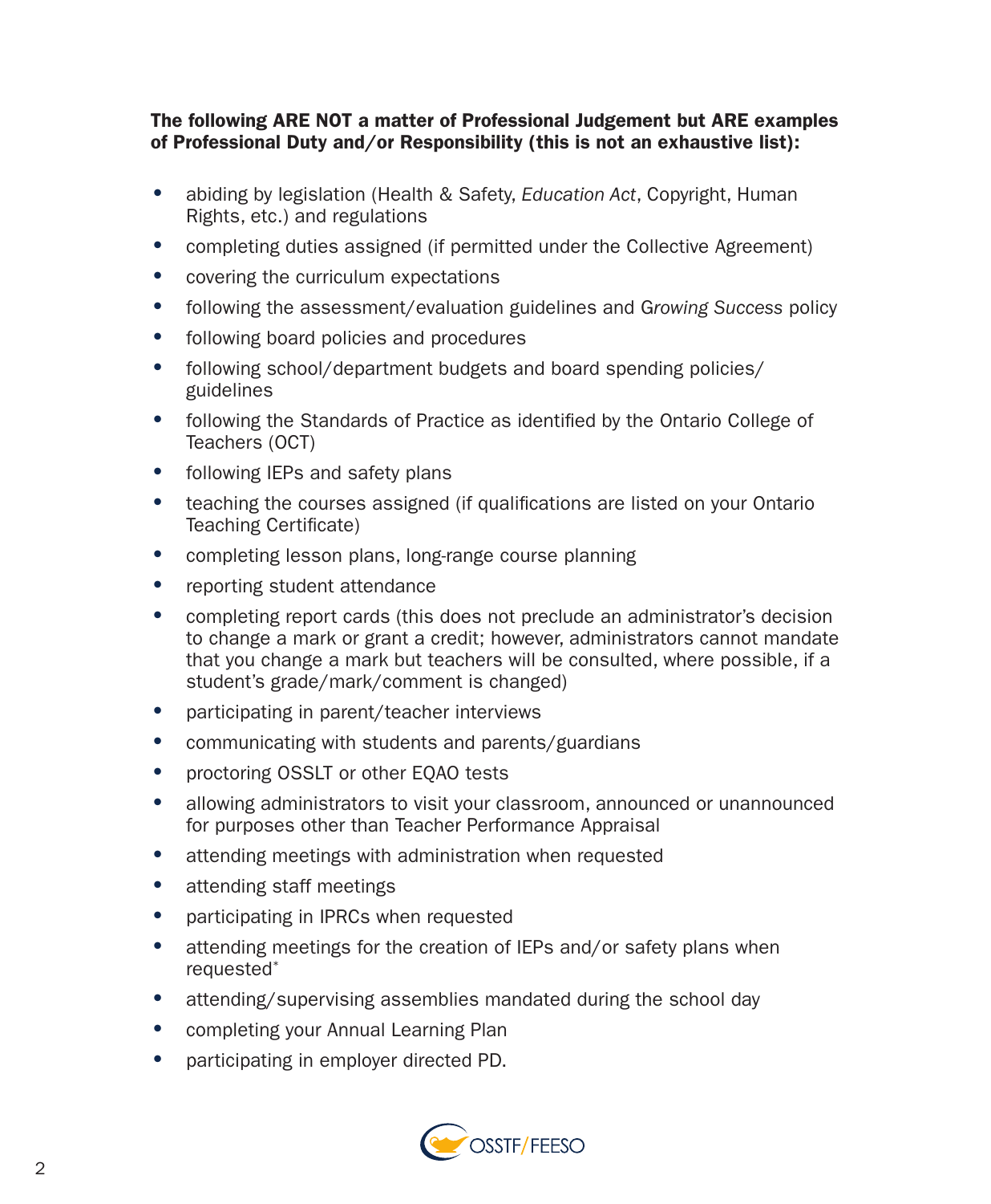**The following ARE NOT a matter of Professional Judgement but ARE examples of Professional Duty and/or Responsibility (this is not an exhaustive list):**

- abiding by legislation (Health & Safety, *Education Act*, Copyright, Human Rights, etc.) and regulations
- completing duties assigned (if permitted under the Collective Agreement)
- covering the curriculum expectations
- following the assessment/evaluation guidelines and G*rowing Success* policy
- following board policies and procedures
- following school/department budgets and board spending policies/guidelines
- following the Standards of Practice as identified by the Ontario College of Teachers (OCT)
- following IEPs and safety plans
- teaching the courses assigned (if qualifications are listed on your Ontario Teaching Certificate)
- completing lesson plans, long-range course planning
- reporting student attendance
- completing report cards (this does not preclude an administrator's decision to change a mark or grant a credit; however, administrators cannot mandate that you change a mark but teachers will be consulted, where possible, if a student's grade/mark/comment is changed)
- participating in parent/teacher interviews
- communicating with students and parents/guardians
- proctoring OSSLT or other EQAO tests
- allowing administrators to visit your classroom, announced or unannounced for purposes other than Teacher Performance Appraisal
- attending meetings with administration when requested
- attending staff meetings
- participating in IPRCs when requested
- attending meetings for the creation of IEPs and/or safety plans when requested*
- attending/supervising assemblies mandated during the school day
- completing your Annual Learning Plan
- participating in employer directed PD.

OSSTF/FEESO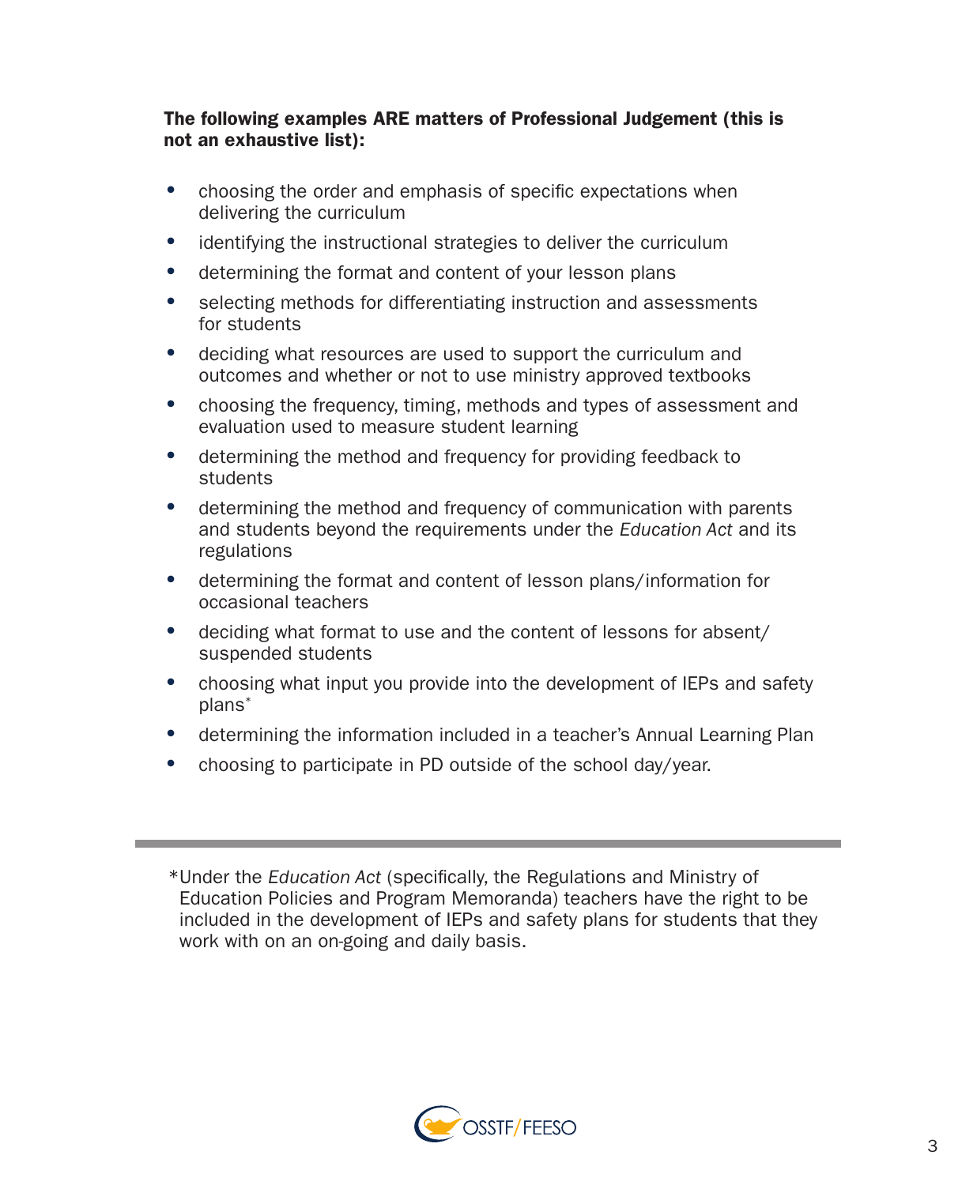**The following examples ARE matters of Professional Judgement (this is not an exhaustive list):**

- choosing the order and emphasis of specific expectations when delivering the curriculum
- identifying the instructional strategies to deliver the curriculum
- determining the format and content of your lesson plans
- selecting methods for differentiating instruction and assessments for students
- deciding what resources are used to support the curriculum and outcomes and whether or not to use ministry approved textbooks
- choosing the frequency, timing, methods and types of assessment and evaluation used to measure student learning
- determining the method and frequency for providing feedback to students
- determining the method and frequency of communication with parents and students beyond the requirements under the *Education Act* and its regulations
- determining the format and content of lesson plans/information for occasional teachers
- deciding what format to use and the content of lessons for absent/suspended students
- choosing what input you provide into the development of IEPs and safety plans*
- determining the information included in a teacher's Annual Learning Plan
- choosing to participate in PD outside of the school day/year.

---

*Under the *Education Act* (specifically, the Regulations and Ministry of Education Policies and Program Memoranda) teachers have the right to be included in the development of IEPs and safety plans for students that they work with on an on-going and daily basis.

OSSTF/FEESO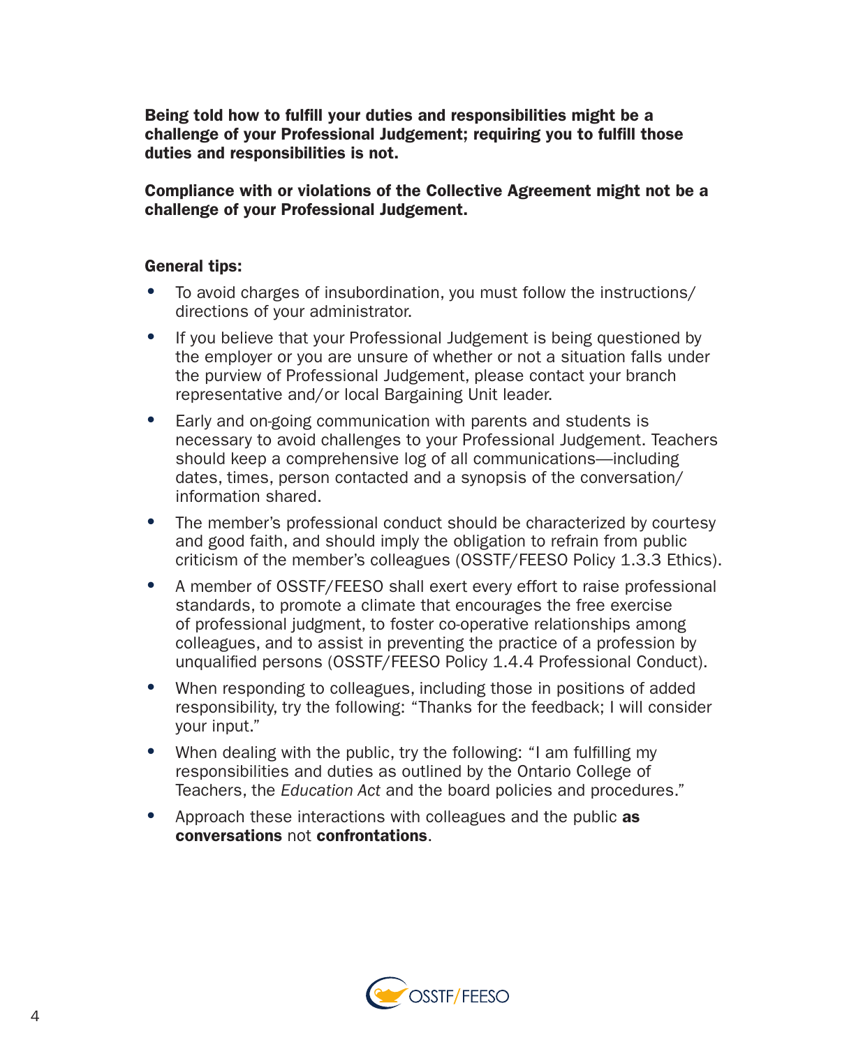**Being told how to fulfill your duties and responsibilities might be a challenge of your Professional Judgement; requiring you to fulfill those duties and responsibilities is not.**

**Compliance with or violations of the Collective Agreement might not be a challenge of your Professional Judgement.**

**General tips:**

- To avoid charges of insubordination, you must follow the instructions/directions of your administrator.
- If you believe that your Professional Judgement is being questioned by the employer or you are unsure of whether or not a situation falls under the purview of Professional Judgement, please contact your branch representative and/or local Bargaining Unit leader.
- Early and on-going communication with parents and students is necessary to avoid challenges to your Professional Judgement. Teachers should keep a comprehensive log of all communications—including dates, times, person contacted and a synopsis of the conversation/information shared.
- The member's professional conduct should be characterized by courtesy and good faith, and should imply the obligation to refrain from public criticism of the member's colleagues (OSSTF/FEESO Policy 1.3.3 Ethics).
- A member of OSSTF/FEESO shall exert every effort to raise professional standards, to promote a climate that encourages the free exercise of professional judgment, to foster co-operative relationships among colleagues, and to assist in preventing the practice of a profession by unqualified persons (OSSTF/FEESO Policy 1.4.4 Professional Conduct).
- When responding to colleagues, including those in positions of added responsibility, try the following: "Thanks for the feedback; I will consider your input."
- When dealing with the public, try the following: "I am fulfilling my responsibilities and duties as outlined by the Ontario College of Teachers, the *Education Act* and the board policies and procedures."
- Approach these interactions with colleagues and the public **as conversations** not **confrontations**.

OSSTF/FEESO